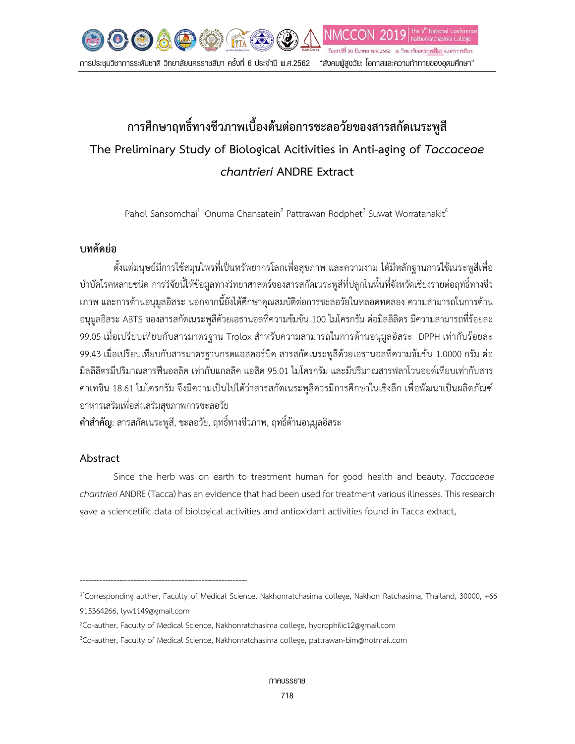# การศึกษาฤทธิ์ทางชีวภาพเบื้องต้นต่อการชะลอวัยของสารสกัดเนระพูสี

# The Preliminary Study of Biological Acitivities in Anti-aging of *Taccaceae chantrieri* ANDRE Extract

Pahol Sansomchai[1] Onuma Chansatein[2] Pattrawan Rodphet[3] Suwat Worratanakit[4]

## บทคัดย่อ

ตั้งแต่มนุษย์มีการใช้สมุนไพรที่เป็นทรัพยากรโลกเพื่อสุขภาพ และความงาม ได้มีหลักฐานการใช้เนระพูสีเพื่อบำบัดโรคหลายชนิด การวิจัยนี้ให้ข้อมูลทางวิทยาศาสตร์ของสารสกัดเนระพูสีที่ปลูกในพื้นที่จังหวัดเชียงรายต่อฤทธิ์ทางชีวเภาพ และการต้านอนุมูลอิสระ นอกจากนี้ยังได้ศึกษาคุณสมบัติต่อการชะลอวัยในหลอดทดลอง ความสามารถในการต้านอนุมูลอิสระ ABTS ของสารสกัดเนระพูสีด้วยเอธานอลที่ความข้มข้น 100 ไมโครกรัม ต่อมิลลิลิตร มีความสามารถที่ร้อยละ 99.05 เมื่อเปรียบเทียบกับสารมาตรฐาน Trolox สำหรับความสามารถในการต้านอนุมูลอิสระ DPPH เท่ากับร้อยละ 99.43 เมื่อเปรียบเทียบกับสารมาตรฐานกรดแอสคอร์บิค สารสกัดเนระพูสีด้วยเอธานอลที่ความข้มข้น 1.0000 กรัม ต่อมิลลิลิตรมีปริมาณสารฟีนอลลิค เท่ากับแกลลิค แอสิด 95.01 ไมโครกรัม และมีปริมาณสารฟลาโวนอยด์เทียบเท่ากับสารคาเทชิน 18.61 ไมโครกรัม จึงมีความเป็นไปได้ว่าสารสกัดเนระพูสีควรมีการศึกษาในเชิงลึก เพื่อพัฒนาเป็นผลิตภัณฑ์อาหารเสริมเพื่อส่งเสริมสุขภาพการชะลอวัย

**คำสำคัญ**: สารสกัดเนระพูสี, ชะลอวัย, ฤทธิ์ทางชีวภาพ, ฤทธิ์ต้านอนุมูลอิสระ

## Abstract

Since the herb was on earth to treatment human for good health and beauty. *Taccaceae chantrieri* ANDRE (Tacca) has an evidence that had been used for treatment various illnesses. This research gave a sciencetific data of biological activities and antioxidant activities found in Tacca extract,

---

[1*]Corresponding auther, Faculty of Medical Science, Nakhonratchasima college, Nakhon Ratchasima, Thailand, 30000, +66 915364266, lyw1149@gmail.com

[2]Co-auther, Faculty of Medical Science, Nakhonratchasima college, hydrophilic12@gmail.com

[3]Co-auther, Faculty of Medical Science, Nakhonratchasima college, pattrawan-bim@hotmail.com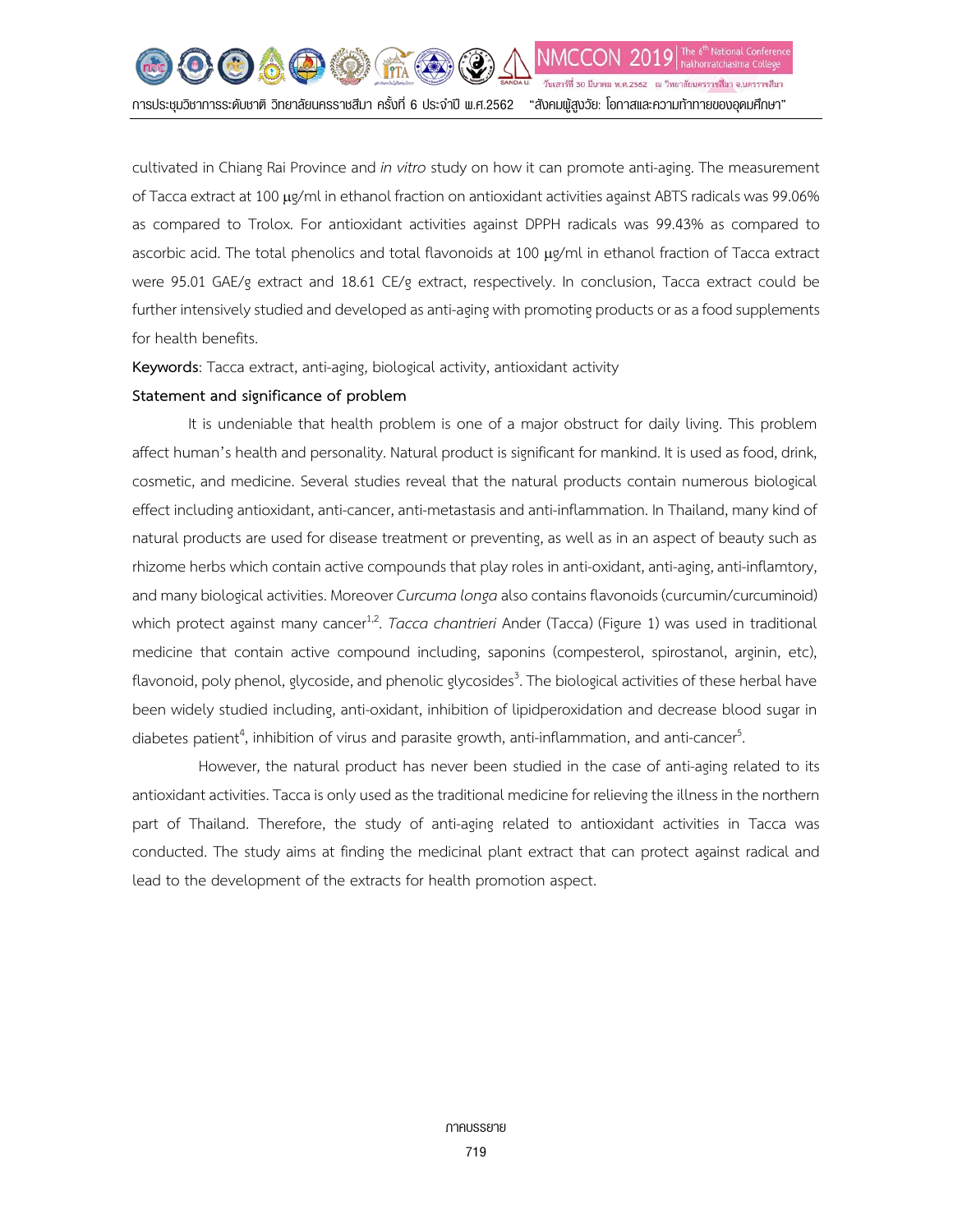cultivated in Chiang Rai Province and *in vitro* study on how it can promote anti-aging. The measurement of Tacca extract at 100 μg/ml in ethanol fraction on antioxidant activities against ABTS radicals was 99.06% as compared to Trolox. For antioxidant activities against DPPH radicals was 99.43% as compared to ascorbic acid. The total phenolics and total flavonoids at 100 μg/ml in ethanol fraction of Tacca extract were 95.01 GAE/g extract and 18.61 CE/g extract, respectively. In conclusion, Tacca extract could be further intensively studied and developed as anti-aging with promoting products or as a food supplements for health benefits.

**Keywords**: Tacca extract, anti-aging, biological activity, antioxidant activity

**Statement and significance of problem**

It is undeniable that health problem is one of a major obstruct for daily living. This problem affect human's health and personality. Natural product is significant for mankind. It is used as food, drink, cosmetic, and medicine. Several studies reveal that the natural products contain numerous biological effect including antioxidant, anti-cancer, anti-metastasis and anti-inflammation. In Thailand, many kind of natural products are used for disease treatment or preventing, as well as in an aspect of beauty such as rhizome herbs which contain active compounds that play roles in anti-oxidant, anti-aging, anti-inflamtory, and many biological activities. Moreover *Curcuma longa* also contains flavonoids (curcumin/curcuminoid) which protect against many cancer[1,2]. *Tacca chantrieri* Ander (Tacca) (Figure 1) was used in traditional medicine that contain active compound including, saponins (compesterol, spirostanol, arginin, etc), flavonoid, poly phenol, glycoside, and phenolic glycosides[3]. The biological activities of these herbal have been widely studied including, anti-oxidant, inhibition of lipidperoxidation and decrease blood sugar in diabetes patient[4], inhibition of virus and parasite growth, anti-inflammation, and anti-cancer[5].

However, the natural product has never been studied in the case of anti-aging related to its antioxidant activities. Tacca is only used as the traditional medicine for relieving the illness in the northern part of Thailand. Therefore, the study of anti-aging related to antioxidant activities in Tacca was conducted. The study aims at finding the medicinal plant extract that can protect against radical and lead to the development of the extracts for health promotion aspect.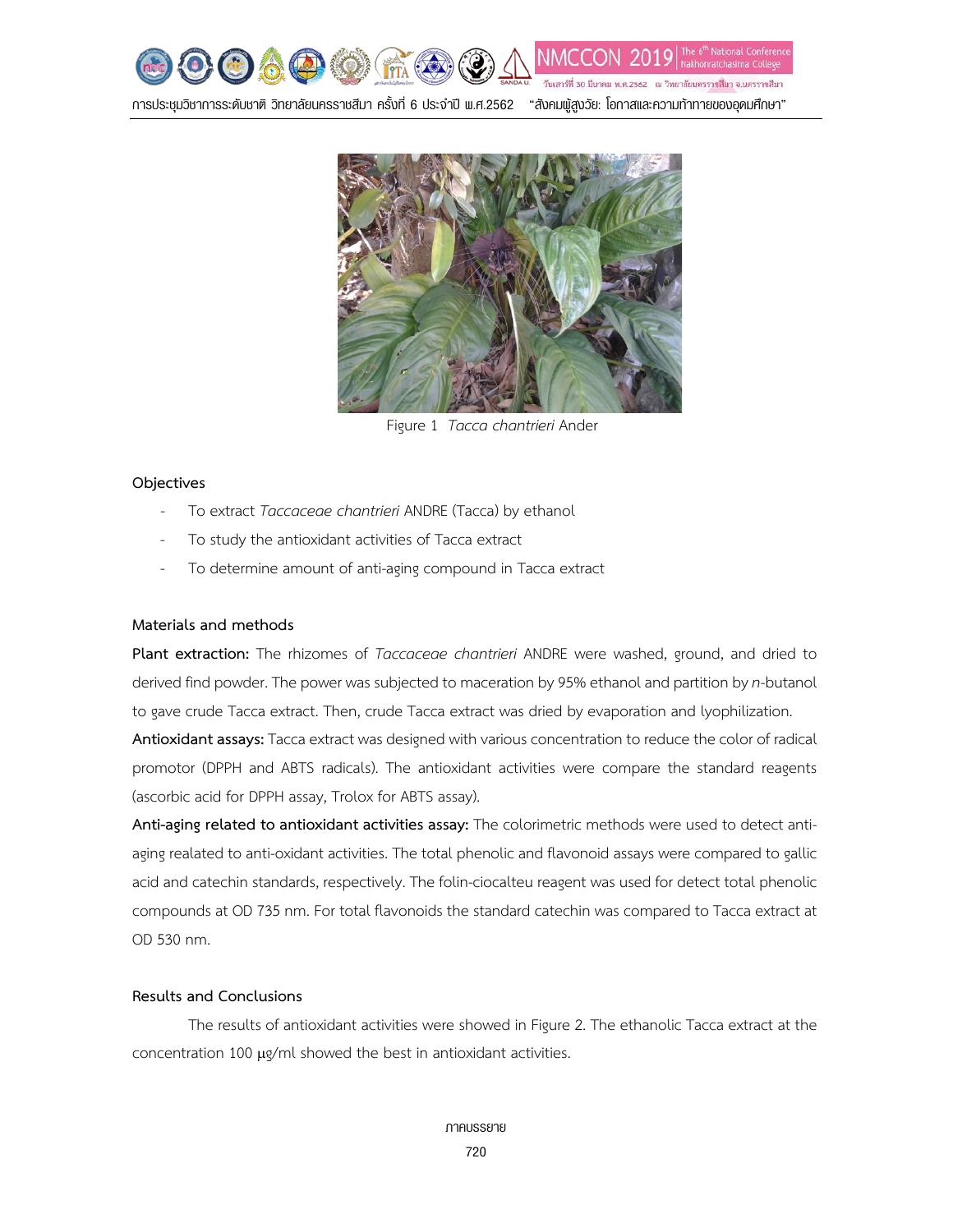Figure 1 *Tacca chantrieri* Ander

### Objectives

- To extract *Taccaceae chantrieri* ANDRE (Tacca) by ethanol
- To study the antioxidant activities of Tacca extract
- To determine amount of anti-aging compound in Tacca extract

### Materials and methods

**Plant extraction:** The rhizomes of *Taccaceae chantrieri* ANDRE were washed, ground, and dried to derived find powder. The power was subjected to maceration by 95% ethanol and partition by *n*-butanol to gave crude Tacca extract. Then, crude Tacca extract was dried by evaporation and lyophilization.

**Antioxidant assays:** Tacca extract was designed with various concentration to reduce the color of radical promotor (DPPH and ABTS radicals). The antioxidant activities were compare the standard reagents (ascorbic acid for DPPH assay, Trolox for ABTS assay).

**Anti-aging related to antioxidant activities assay:** The colorimetric methods were used to detect anti-aging realated to anti-oxidant activities. The total phenolic and flavonoid assays were compared to gallic acid and catechin standards, respectively. The folin-ciocalteu reagent was used for detect total phenolic compounds at OD 735 nm. For total flavonoids the standard catechin was compared to Tacca extract at OD 530 nm.

### Results and Conclusions

The results of antioxidant activities were showed in Figure 2. The ethanolic Tacca extract at the concentration 100 μg/ml showed the best in antioxidant activities.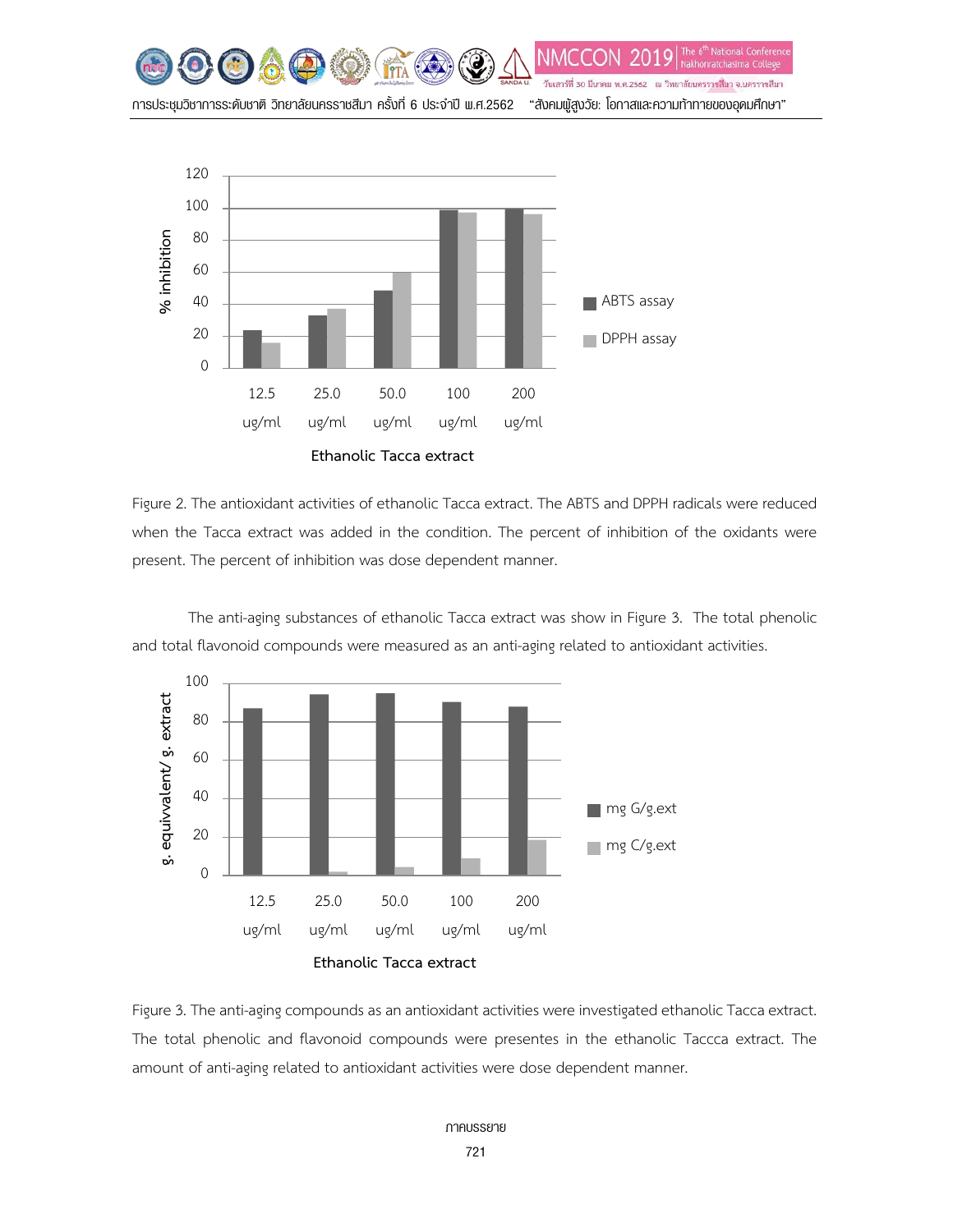Figure 2. The antioxidant activities of ethanolic Tacca extract. The ABTS and DPPH radicals were reduced when the Tacca extract was added in the condition. The percent of inhibition of the oxidants were present. The percent of inhibition was dose dependent manner.

The anti-aging substances of ethanolic Tacca extract was show in Figure 3. The total phenolic and total flavonoid compounds were measured as an anti-aging related to antioxidant activities.

Figure 3. The anti-aging compounds as an antioxidant activities were investigated ethanolic Tacca extract. The total phenolic and flavonoid compounds were presentes in the ethanolic Taccca extract. The amount of anti-aging related to antioxidant activities were dose dependent manner.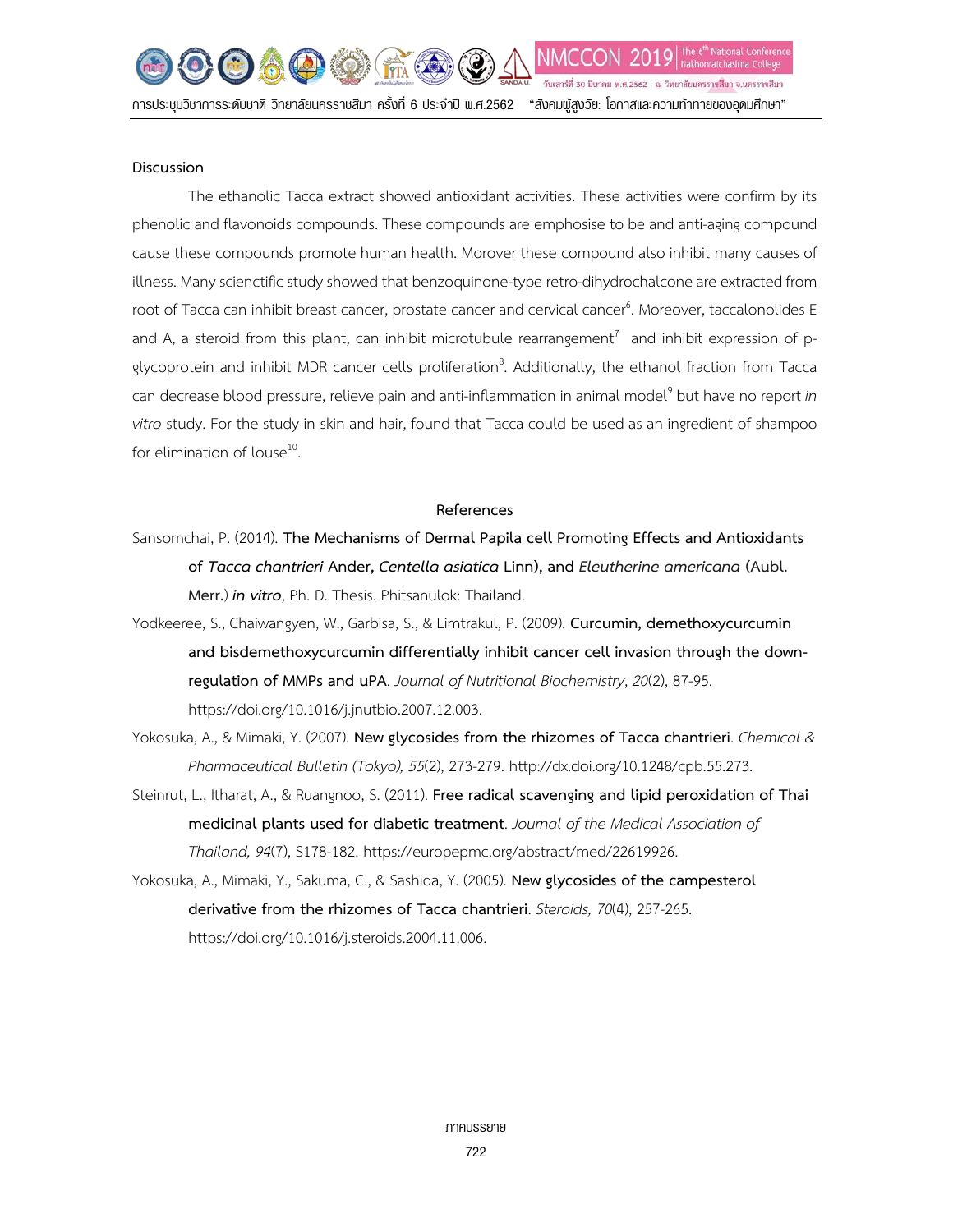## Discussion

The ethanolic Tacca extract showed antioxidant activities. These activities were confirm by its phenolic and flavonoids compounds. These compounds are emphosise to be and anti-aging compound cause these compounds promote human health. Morover these compound also inhibit many causes of illness. Many scienctific study showed that benzoquinone-type retro-dihydrochalcone are extracted from root of Tacca can inhibit breast cancer, prostate cancer and cervical cancer[6]. Moreover, taccalonolides E and A, a steroid from this plant, can inhibit microtubule rearrangement[7] and inhibit expression of p-glycoprotein and inhibit MDR cancer cells proliferation[8]. Additionally, the ethanol fraction from Tacca can decrease blood pressure, relieve pain and anti-inflammation in animal model[9] but have no report *in vitro* study. For the study in skin and hair, found that Tacca could be used as an ingredient of shampoo for elimination of louse[10].

## References

Sansomchai, P. (2014). **The Mechanisms of Dermal Papila cell Promoting Effects and Antioxidants of *Tacca chantrieri* Ander, *Centella asiatica* Linn), and *Eleutherine americana* (Aubl. Merr.) *in vitro***, Ph. D. Thesis. Phitsanulok: Thailand.

Yodkeeree, S., Chaiwangyen, W., Garbisa, S., & Limtrakul, P. (2009). **Curcumin, demethoxycurcumin and bisdemethoxycurcumin differentially inhibit cancer cell invasion through the down-regulation of MMPs and uPA**. *Journal of Nutritional Biochemistry*, *20*(2), 87-95. https://doi.org/10.1016/j.jnutbio.2007.12.003.

Yokosuka, A., & Mimaki, Y. (2007). **New glycosides from the rhizomes of Tacca chantrieri**. *Chemical & Pharmaceutical Bulletin (Tokyo), 55*(2), 273-279. http://dx.doi.org/10.1248/cpb.55.273.

Steinrut, L., Itharat, A., & Ruangnoo, S. (2011). **Free radical scavenging and lipid peroxidation of Thai medicinal plants used for diabetic treatment**. *Journal of the Medical Association of Thailand, 94*(7), S178-182. https://europepmc.org/abstract/med/22619926.

Yokosuka, A., Mimaki, Y., Sakuma, C., & Sashida, Y. (2005). **New glycosides of the campesterol derivative from the rhizomes of Tacca chantrieri**. *Steroids, 70*(4), 257-265. https://doi.org/10.1016/j.steroids.2004.11.006.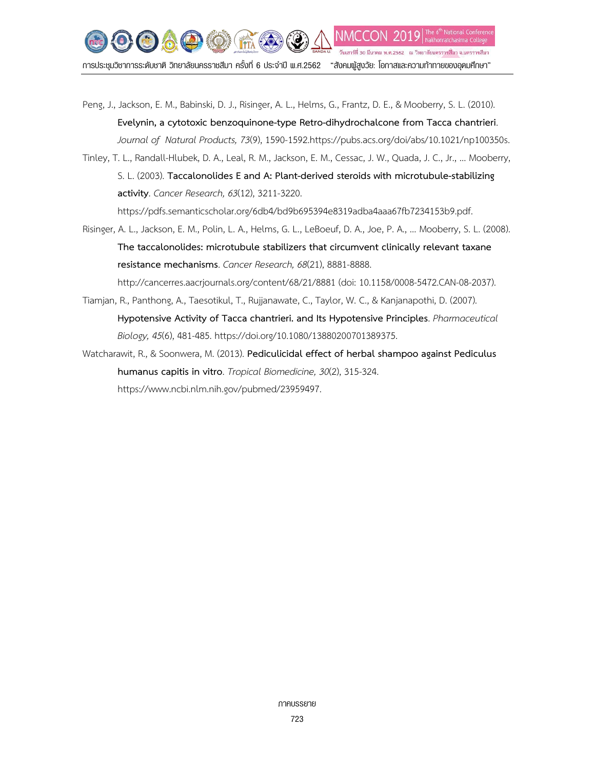Peng, J., Jackson, E. M., Babinski, D. J., Risinger, A. L., Helms, G., Frantz, D. E., & Mooberry, S. L. (2010). **Evelynin, a cytotoxic benzoquinone-type Retro-dihydrochalcone from Tacca chantrieri**. *Journal of Natural Products, 73*(9), 1590-1592.https://pubs.acs.org/doi/abs/10.1021/np100350s.

Tinley, T. L., Randall-Hlubek, D. A., Leal, R. M., Jackson, E. M., Cessac, J. W., Quada, J. C., Jr., ... Mooberry, S. L. (2003). **Taccalonolides E and A: Plant-derived steroids with microtubule-stabilizing activity**. *Cancer Research, 63*(12), 3211-3220. https://pdfs.semanticscholar.org/6db4/bd9b695394e8319adba4aaa67fb7234153b9.pdf.

Risinger, A. L., Jackson, E. M., Polin, L. A., Helms, G. L., LeBoeuf, D. A., Joe, P. A., ... Mooberry, S. L. (2008). **The taccalonolides: microtubule stabilizers that circumvent clinically relevant taxane resistance mechanisms**. *Cancer Research, 68*(21), 8881-8888. http://cancerres.aacrjournals.org/content/68/21/8881 (doi: 10.1158/0008-5472.CAN-08-2037).

Tiamjan, R., Panthong, A., Taesotikul, T., Rujjanawate, C., Taylor, W. C., & Kanjanapothi, D. (2007). **Hypotensive Activity of Tacca chantrieri. and Its Hypotensive Principles**. *Pharmaceutical Biology, 45*(6), 481-485. https://doi.org/10.1080/13880200701389375.

Watcharawit, R., & Soonwera, M. (2013). **Pediculicidal effect of herbal shampoo against Pediculus humanus capitis in vitro**. *Tropical Biomedicine, 30*(2), 315-324. https://www.ncbi.nlm.nih.gov/pubmed/23959497.